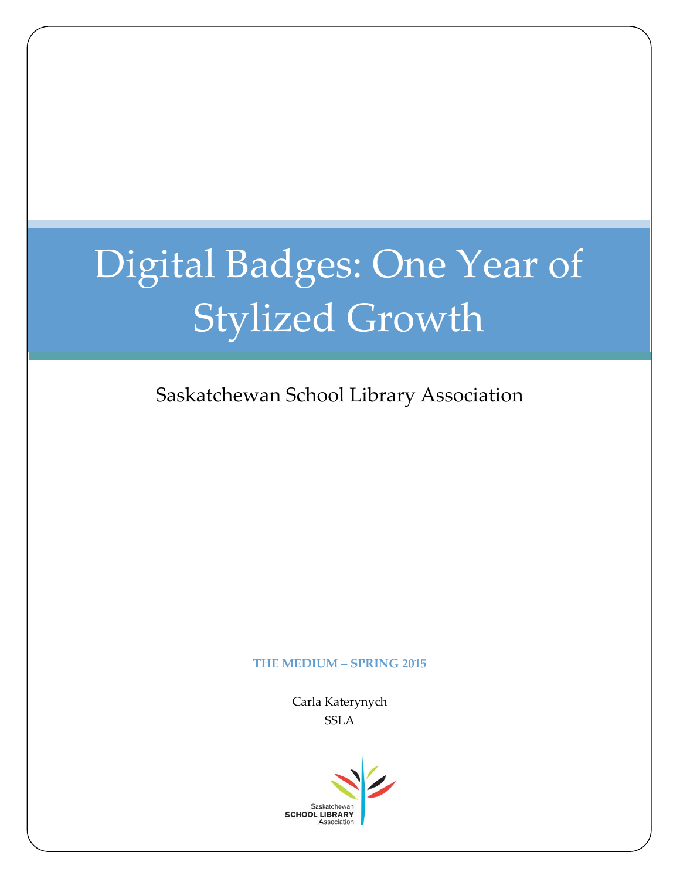# Digital Badges: One Year of Stylized Growth

Saskatchewan School Library Association

**THE MEDIUM – SPRING 2015**

Carla Katerynych
SSLA

Saskatchewan
SCHOOL LIBRARY
Association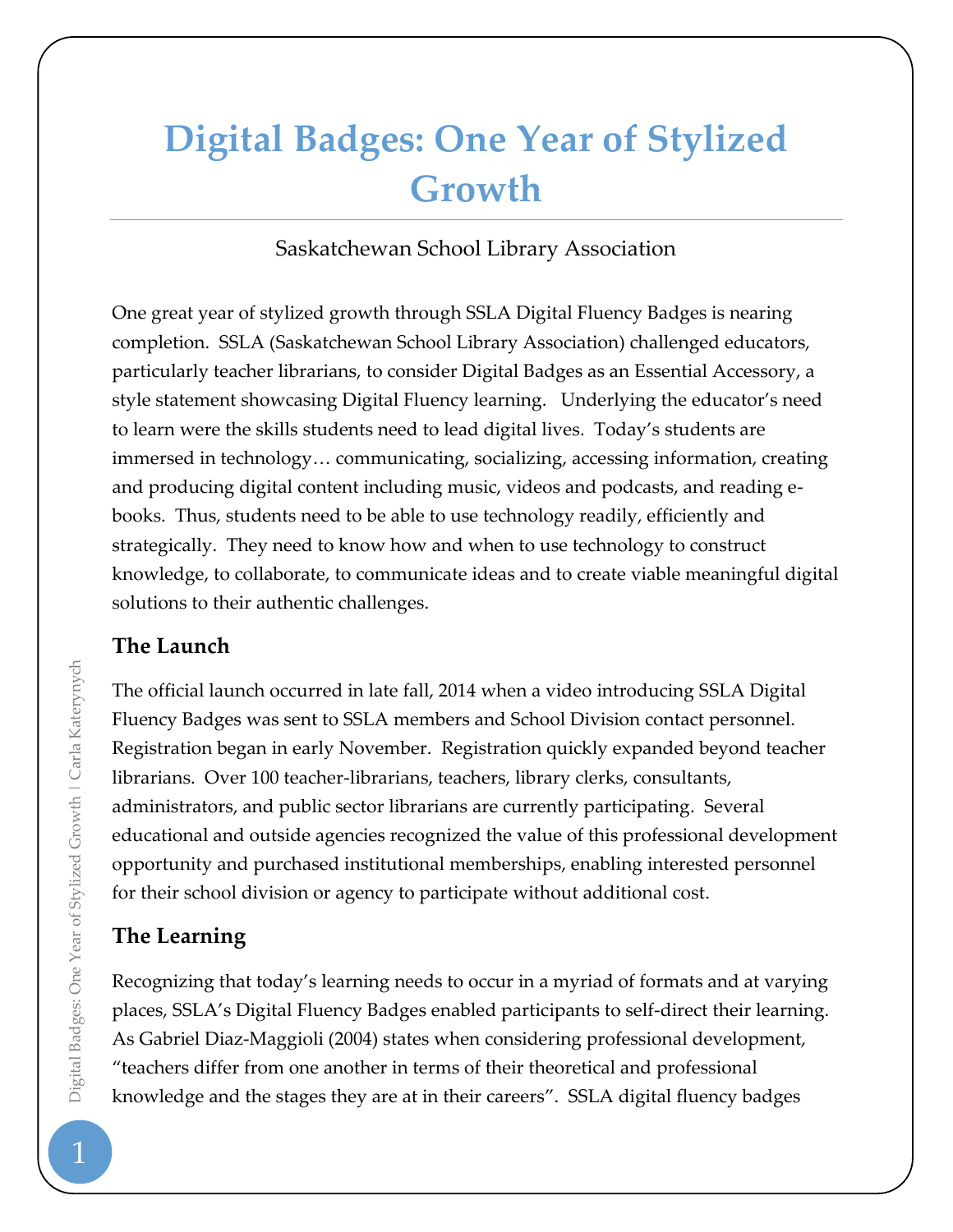# Digital Badges: One Year of Stylized Growth

Saskatchewan School Library Association

One great year of stylized growth through SSLA Digital Fluency Badges is nearing completion. SSLA (Saskatchewan School Library Association) challenged educators, particularly teacher librarians, to consider Digital Badges as an Essential Accessory, a style statement showcasing Digital Fluency learning. Underlying the educator's need to learn were the skills students need to lead digital lives. Today's students are immersed in technology… communicating, socializing, accessing information, creating and producing digital content including music, videos and podcasts, and reading e-books. Thus, students need to be able to use technology readily, efficiently and strategically. They need to know how and when to use technology to construct knowledge, to collaborate, to communicate ideas and to create viable meaningful digital solutions to their authentic challenges.

### The Launch

The official launch occurred in late fall, 2014 when a video introducing SSLA Digital Fluency Badges was sent to SSLA members and School Division contact personnel. Registration began in early November. Registration quickly expanded beyond teacher librarians. Over 100 teacher-librarians, teachers, library clerks, consultants, administrators, and public sector librarians are currently participating. Several educational and outside agencies recognized the value of this professional development opportunity and purchased institutional memberships, enabling interested personnel for their school division or agency to participate without additional cost.

### The Learning

Recognizing that today's learning needs to occur in a myriad of formats and at varying places, SSLA's Digital Fluency Badges enabled participants to self-direct their learning. As Gabriel Diaz-Maggioli (2004) states when considering professional development, "teachers differ from one another in terms of their theoretical and professional knowledge and the stages they are at in their careers". SSLA digital fluency badges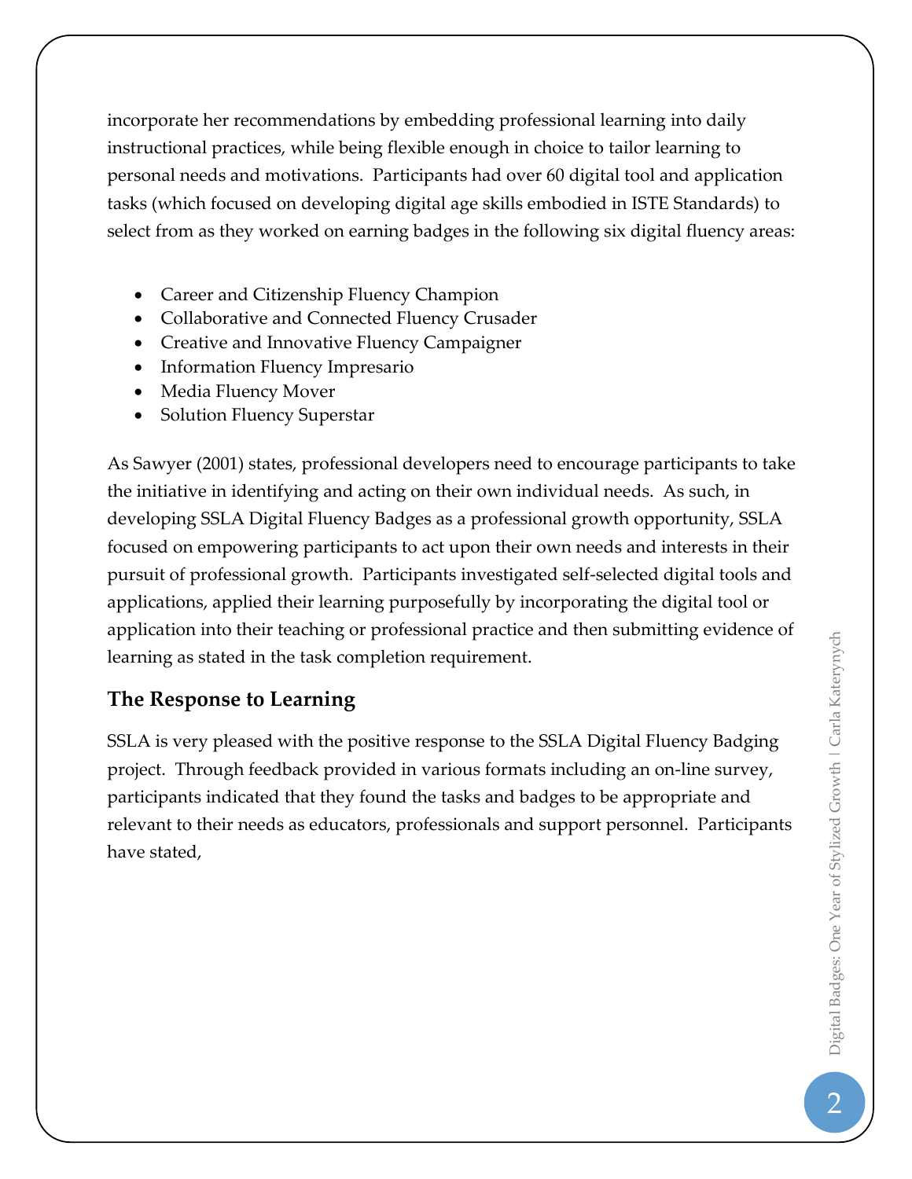incorporate her recommendations by embedding professional learning into daily instructional practices, while being flexible enough in choice to tailor learning to personal needs and motivations. Participants had over 60 digital tool and application tasks (which focused on developing digital age skills embodied in ISTE Standards) to select from as they worked on earning badges in the following six digital fluency areas:

- Career and Citizenship Fluency Champion
- Collaborative and Connected Fluency Crusader
- Creative and Innovative Fluency Campaigner
- Information Fluency Impresario
- Media Fluency Mover
- Solution Fluency Superstar

As Sawyer (2001) states, professional developers need to encourage participants to take the initiative in identifying and acting on their own individual needs. As such, in developing SSLA Digital Fluency Badges as a professional growth opportunity, SSLA focused on empowering participants to act upon their own needs and interests in their pursuit of professional growth. Participants investigated self-selected digital tools and applications, applied their learning purposefully by incorporating the digital tool or application into their teaching or professional practice and then submitting evidence of learning as stated in the task completion requirement.

### The Response to Learning

SSLA is very pleased with the positive response to the SSLA Digital Fluency Badging project. Through feedback provided in various formats including an on-line survey, participants indicated that they found the tasks and badges to be appropriate and relevant to their needs as educators, professionals and support personnel. Participants have stated,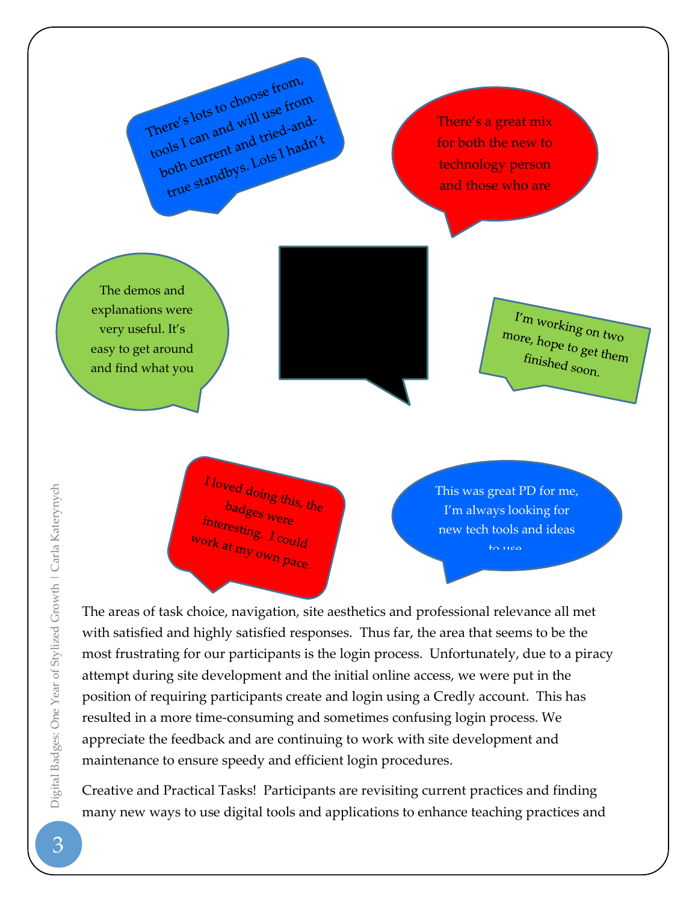There's lots to choose from, tools I can and will use from both current and tried-and-true standbys. Lots I hadn't

There's a great mix for both the new to technology person and those who are

The demos and explanations were very useful. It's easy to get around and find what you

I'm working on two more, hope to get them finished soon.

I loved doing this, the badges were interesting. I could work at my own pace.

This was great PD for me, I'm always looking for new tech tools and ideas to use

The areas of task choice, navigation, site aesthetics and professional relevance all met with satisfied and highly satisfied responses. Thus far, the area that seems to be the most frustrating for our participants is the login process. Unfortunately, due to a piracy attempt during site development and the initial online access, we were put in the position of requiring participants create and login using a Credly account. This has resulted in a more time-consuming and sometimes confusing login process. We appreciate the feedback and are continuing to work with site development and maintenance to ensure speedy and efficient login procedures.

Creative and Practical Tasks! Participants are revisiting current practices and finding many new ways to use digital tools and applications to enhance teaching practices and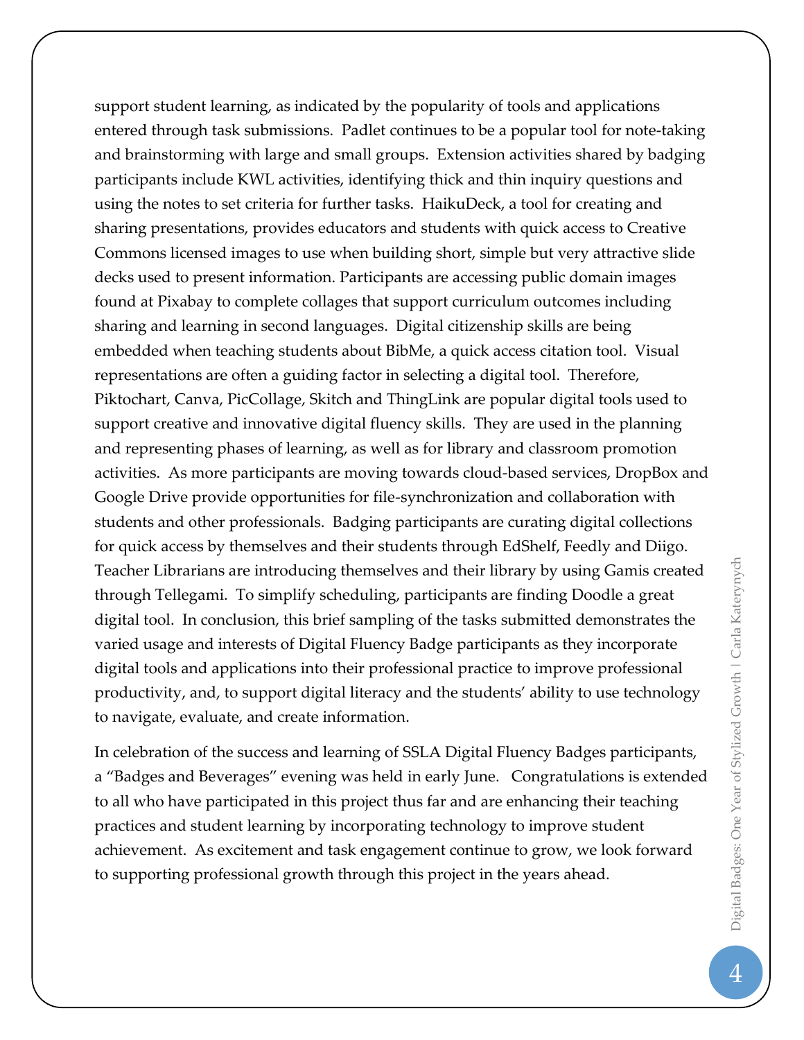support student learning, as indicated by the popularity of tools and applications entered through task submissions. Padlet continues to be a popular tool for note-taking and brainstorming with large and small groups. Extension activities shared by badging participants include KWL activities, identifying thick and thin inquiry questions and using the notes to set criteria for further tasks. HaikuDeck, a tool for creating and sharing presentations, provides educators and students with quick access to Creative Commons licensed images to use when building short, simple but very attractive slide decks used to present information. Participants are accessing public domain images found at Pixabay to complete collages that support curriculum outcomes including sharing and learning in second languages. Digital citizenship skills are being embedded when teaching students about BibMe, a quick access citation tool. Visual representations are often a guiding factor in selecting a digital tool. Therefore, Piktochart, Canva, PicCollage, Skitch and ThingLink are popular digital tools used to support creative and innovative digital fluency skills. They are used in the planning and representing phases of learning, as well as for library and classroom promotion activities. As more participants are moving towards cloud-based services, DropBox and Google Drive provide opportunities for file-synchronization and collaboration with students and other professionals. Badging participants are curating digital collections for quick access by themselves and their students through EdShelf, Feedly and Diigo. Teacher Librarians are introducing themselves and their library by using Gamis created through Tellegami. To simplify scheduling, participants are finding Doodle a great digital tool. In conclusion, this brief sampling of the tasks submitted demonstrates the varied usage and interests of Digital Fluency Badge participants as they incorporate digital tools and applications into their professional practice to improve professional productivity, and, to support digital literacy and the students' ability to use technology to navigate, evaluate, and create information.

In celebration of the success and learning of SSLA Digital Fluency Badges participants, a "Badges and Beverages" evening was held in early June. Congratulations is extended to all who have participated in this project thus far and are enhancing their teaching practices and student learning by incorporating technology to improve student achievement. As excitement and task engagement continue to grow, we look forward to supporting professional growth through this project in the years ahead.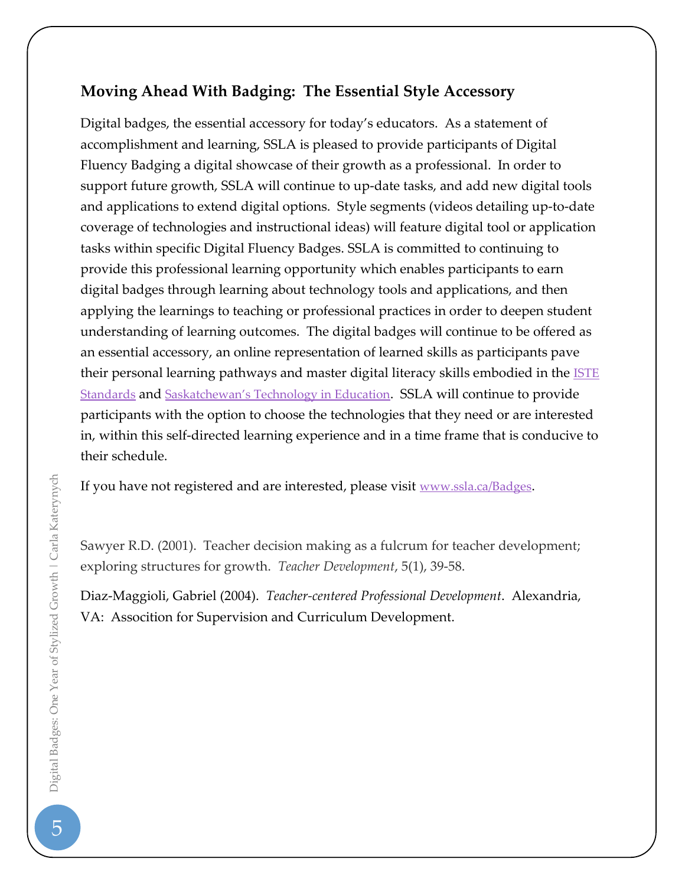## Moving Ahead With Badging: The Essential Style Accessory

Digital badges, the essential accessory for today's educators. As a statement of accomplishment and learning, SSLA is pleased to provide participants of Digital Fluency Badging a digital showcase of their growth as a professional. In order to support future growth, SSLA will continue to up-date tasks, and add new digital tools and applications to extend digital options. Style segments (videos detailing up-to-date coverage of technologies and instructional ideas) will feature digital tool or application tasks within specific Digital Fluency Badges. SSLA is committed to continuing to provide this professional learning opportunity which enables participants to earn digital badges through learning about technology tools and applications, and then applying the learnings to teaching or professional practices in order to deepen student understanding of learning outcomes. The digital badges will continue to be offered as an essential accessory, an online representation of learned skills as participants pave their personal learning pathways and master digital literacy skills embodied in the ISTE Standards and Saskatchewan's Technology in Education. SSLA will continue to provide participants with the option to choose the technologies that they need or are interested in, within this self-directed learning experience and in a time frame that is conducive to their schedule.

If you have not registered and are interested, please visit www.ssla.ca/Badges.

Sawyer R.D. (2001). Teacher decision making as a fulcrum for teacher development; exploring structures for growth. *Teacher Development*, 5(1), 39-58.

Diaz-Maggioli, Gabriel (2004). *Teacher-centered Professional Development*. Alexandria, VA: Assocition for Supervision and Curriculum Development.